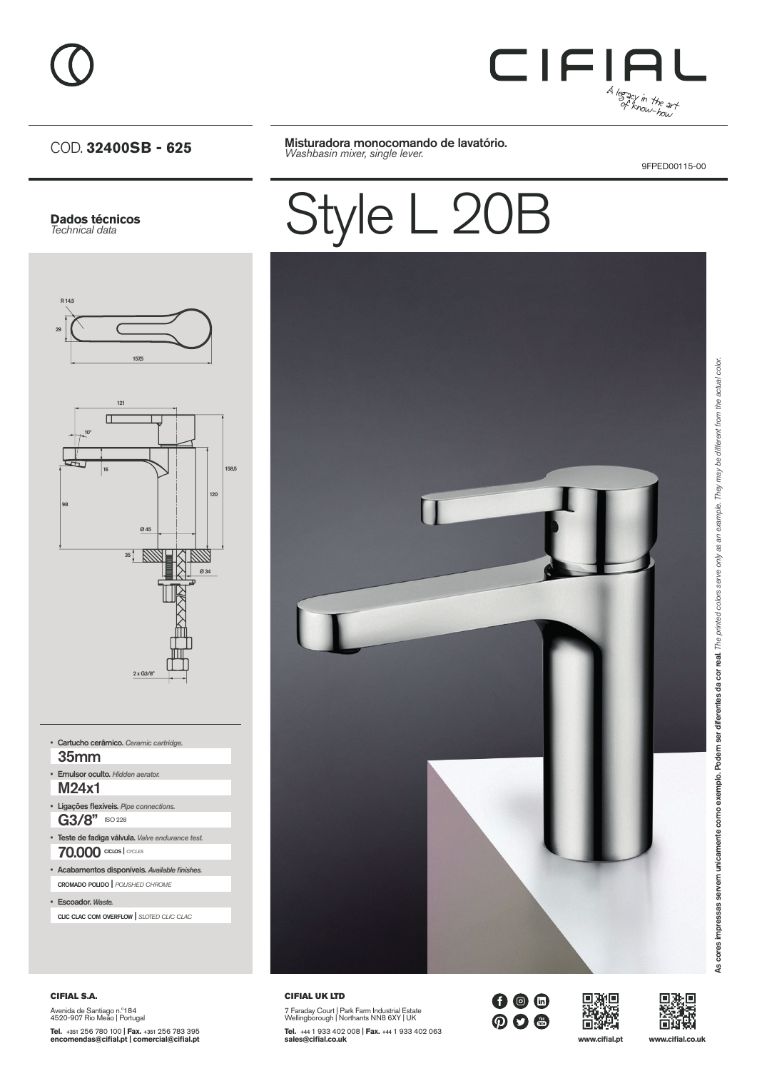CIFIAL

*A legacy in the art of know-how*

COD. **32400SB - 625**

**Misturadora monocomando de lavatório.**
*Washbasin mixer, single lever.*

9FPED00115-00

# Style L 20B

**Dados técnicos**
*Technical data*

- **Cartucho cerâmico.** *Ceramic cartridge.*
  **35mm**
- **Emulsor oculto.** *Hidden aerator.*
  **M24x1**
- **Ligações flexíveis.** *Pipe connections.*
  **G3/8"** ISO 228
- **Teste de fadiga válvula.** *Valve endurance test.*
  **70.000** CICLOS | *CYCLES*
- **Acabamentos disponíveis.** *Available finishes.*
  CROMADO POLIDO | *POLISHED CHROME*
- **Escoador.** *Waste.*
  CLIC CLAC COM OVERFLOW | *SLOTED CLIC CLAC*

**As cores impressas servem unicamente como exemplo. Podem ser diferentes da cor real.** *The printed colors serve only as an example. They may be different from the actual color.*

**CIFIAL S.A.**

Avenida de Santiago n.º184
4520-907 Rio Meão | Portugal

**Tel.** +351 256 780 100 | **Fax.** +351 256 783 395
**encomendas@cifial.pt | comercial@cifial.pt**

**CIFIAL UK LTD**

7 Faraday Court | Park Farm Industrial Estate
Wellingborough | Northants NN8 6XY | UK

**Tel.** +44 1 933 402 008 | **Fax.** +44 1 933 402 063
**sales@cifial.co.uk**

**www.cifial.pt** **www.cifial.co.uk**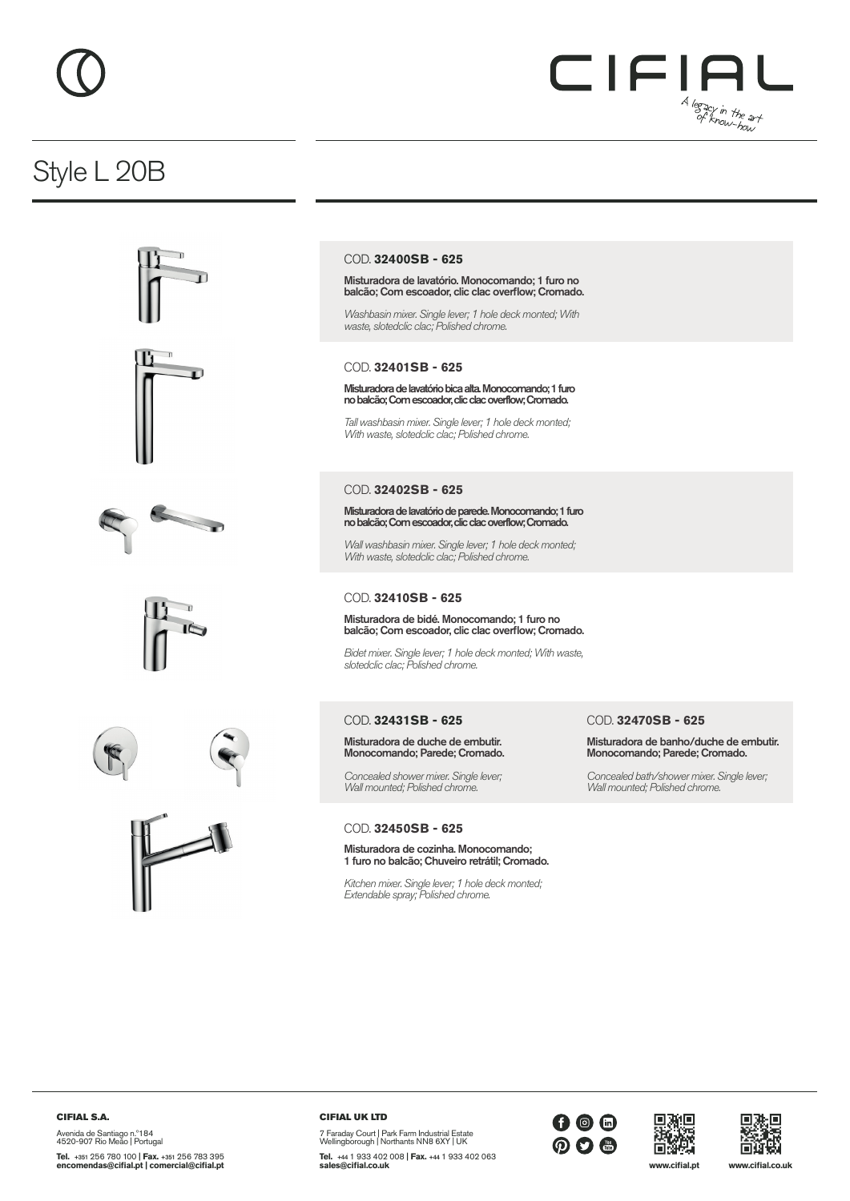# Style L 20B

COD. **32400SB - 625**

**Misturadora de lavatório. Monocomando; 1 furo no balcão; Com escoador, clic clac overflow; Cromado.**

*Washbasin mixer. Single lever; 1 hole deck monted; With waste, slotedclic clac; Polished chrome.*

COD. **32401SB - 625**

**Misturadora de lavatório bica alta. Monocomando; 1 furo no balcão; Com escoador, clic clac overflow; Cromado.**

*Tall washbasin mixer. Single lever; 1 hole deck monted; With waste, slotedclic clac; Polished chrome.*

COD. **32402SB - 625**

**Misturadora de lavatório de parede. Monocomando; 1 furo no balcão; Com escoador, clic clac overflow; Cromado.**

*Wall washbasin mixer. Single lever; 1 hole deck monted; With waste, slotedclic clac; Polished chrome.*

COD. **32410SB - 625**

**Misturadora de bidé. Monocomando; 1 furo no balcão; Com escoador, clic clac overflow; Cromado.**

*Bidet mixer. Single lever; 1 hole deck monted; With waste, slotedclic clac; Polished chrome.*

COD. **32431SB - 625**

**Misturadora de duche de embutir. Monocomando; Parede; Cromado.**

*Concealed shower mixer. Single lever; Wall mounted; Polished chrome.*

COD. **32470SB - 625**

**Misturadora de banho/duche de embutir. Monocomando; Parede; Cromado.**

*Concealed bath/shower mixer. Single lever; Wall mounted; Polished chrome.*

COD. **32450SB - 625**

**Misturadora de cozinha. Monocomando; 1 furo no balcão; Chuveiro retrátil; Cromado.**

*Kitchen mixer. Single lever; 1 hole deck monted; Extendable spray; Polished chrome.*

**CIFIAL S.A.**

Avenida de Santiago n.º184
4520-907 Rio Meão | Portugal

**Tel.** +351 256 780 100 | **Fax.** +351 256 783 395
**encomendas@cifial.pt | comercial@cifial.pt**

**CIFIAL UK LTD**

7 Faraday Court | Park Farm Industrial Estate
Wellingborough | Northants NN8 6XY | UK

**Tel.** +44 1 933 402 008 | **Fax.** +44 1 933 402 063
**sales@cifial.co.uk**

**www.cifial.pt** **www.cifial.co.uk**